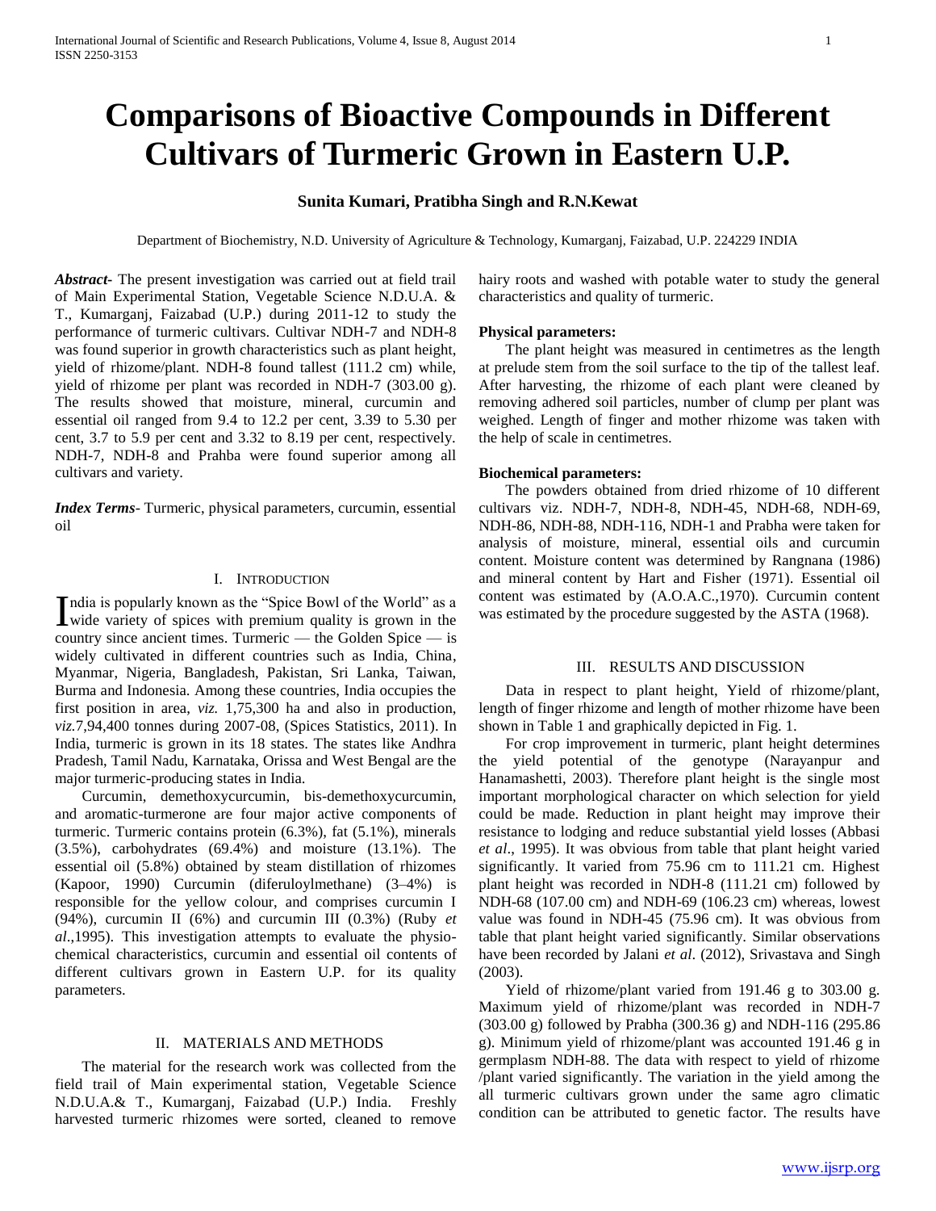# Comparisons of Bioactive Compounds in Different Cultivars of Turmeric Grown in Eastern U.P.

**Sunita Kumari, Pratibha Singh and R.N.Kewat**

Department of Biochemistry, N.D. University of Agriculture & Technology, Kumarganj, Faizabad, U.P. 224229 INDIA

***Abstract-*** The present investigation was carried out at field trail of Main Experimental Station, Vegetable Science N.D.U.A. & T., Kumarganj, Faizabad (U.P.) during 2011-12 to study the performance of turmeric cultivars. Cultivar NDH-7 and NDH-8 was found superior in growth characteristics such as plant height, yield of rhizome/plant. NDH-8 found tallest (111.2 cm) while, yield of rhizome per plant was recorded in NDH-7 (303.00 g). The results showed that moisture, mineral, curcumin and essential oil ranged from 9.4 to 12.2 per cent, 3.39 to 5.30 per cent, 3.7 to 5.9 per cent and 3.32 to 8.19 per cent, respectively. NDH-7, NDH-8 and Prahba were found superior among all cultivars and variety.

***Index Terms-*** Turmeric, physical parameters, curcumin, essential oil

## I. Introduction

India is popularly known as the "Spice Bowl of the World" as a wide variety of spices with premium quality is grown in the country since ancient times. Turmeric — the Golden Spice — is widely cultivated in different countries such as India, China, Myanmar, Nigeria, Bangladesh, Pakistan, Sri Lanka, Taiwan, Burma and Indonesia. Among these countries, India occupies the first position in area, *viz.* 1,75,300 ha and also in production, *viz.*7,94,400 tonnes during 2007-08, (Spices Statistics, 2011). In India, turmeric is grown in its 18 states. The states like Andhra Pradesh, Tamil Nadu, Karnataka, Orissa and West Bengal are the major turmeric-producing states in India.

Curcumin, demethoxycurcumin, bis-demethoxycurcumin, and aromatic-turmerone are four major active components of turmeric. Turmeric contains protein (6.3%), fat (5.1%), minerals (3.5%), carbohydrates (69.4%) and moisture (13.1%). The essential oil (5.8%) obtained by steam distillation of rhizomes (Kapoor, 1990) Curcumin (diferuloylmethane) (3–4%) is responsible for the yellow colour, and comprises curcumin I (94%), curcumin II (6%) and curcumin III (0.3%) (Ruby *et al*.,1995). This investigation attempts to evaluate the physio-chemical characteristics, curcumin and essential oil contents of different cultivars grown in Eastern U.P. for its quality parameters.

## II. Materials and Methods

The material for the research work was collected from the field trail of Main experimental station, Vegetable Science N.D.U.A.& T., Kumarganj, Faizabad (U.P.) India. Freshly harvested turmeric rhizomes were sorted, cleaned to remove hairy roots and washed with potable water to study the general characteristics and quality of turmeric.

**Physical parameters:**

The plant height was measured in centimetres as the length at prelude stem from the soil surface to the tip of the tallest leaf. After harvesting, the rhizome of each plant were cleaned by removing adhered soil particles, number of clump per plant was weighed. Length of finger and mother rhizome was taken with the help of scale in centimetres.

**Biochemical parameters:**

The powders obtained from dried rhizome of 10 different cultivars viz. NDH-7, NDH-8, NDH-45, NDH-68, NDH-69, NDH-86, NDH-88, NDH-116, NDH-1 and Prabha were taken for analysis of moisture, mineral, essential oils and curcumin content. Moisture content was determined by Rangnana (1986) and mineral content by Hart and Fisher (1971). Essential oil content was estimated by (A.O.A.C.,1970). Curcumin content was estimated by the procedure suggested by the ASTA (1968).

## III. Results and Discussion

Data in respect to plant height, Yield of rhizome/plant, length of finger rhizome and length of mother rhizome have been shown in Table 1 and graphically depicted in Fig. 1.

For crop improvement in turmeric, plant height determines the yield potential of the genotype (Narayanpur and Hanamashetti, 2003). Therefore plant height is the single most important morphological character on which selection for yield could be made. Reduction in plant height may improve their resistance to lodging and reduce substantial yield losses (Abbasi *et al*., 1995). It was obvious from table that plant height varied significantly. It varied from 75.96 cm to 111.21 cm. Highest plant height was recorded in NDH-8 (111.21 cm) followed by NDH-68 (107.00 cm) and NDH-69 (106.23 cm) whereas, lowest value was found in NDH-45 (75.96 cm). It was obvious from table that plant height varied significantly. Similar observations have been recorded by Jalani *et al*. (2012), Srivastava and Singh (2003).

Yield of rhizome/plant varied from 191.46 g to 303.00 g. Maximum yield of rhizome/plant was recorded in NDH-7 (303.00 g) followed by Prabha (300.36 g) and NDH-116 (295.86 g). Minimum yield of rhizome/plant was accounted 191.46 g in germplasm NDH-88. The data with respect to yield of rhizome /plant varied significantly. The variation in the yield among the all turmeric cultivars grown under the same agro climatic condition can be attributed to genetic factor. The results have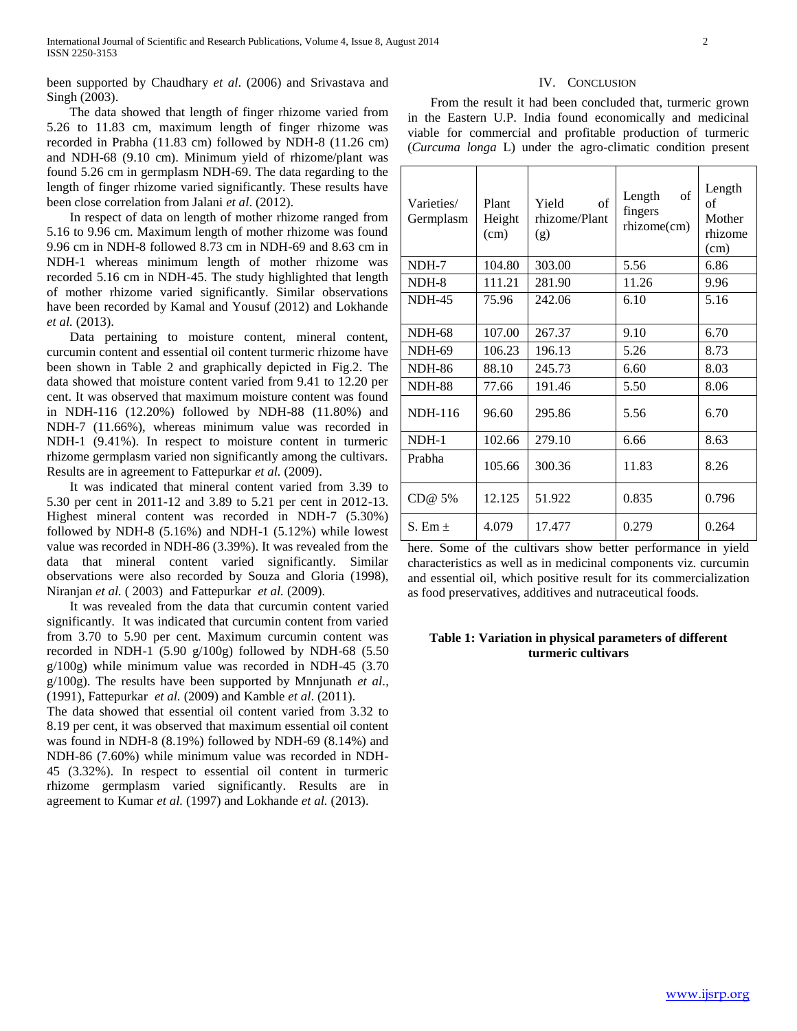been supported by Chaudhary *et al*. (2006) and Srivastava and Singh (2003).

The data showed that length of finger rhizome varied from 5.26 to 11.83 cm, maximum length of finger rhizome was recorded in Prabha (11.83 cm) followed by NDH-8 (11.26 cm) and NDH-68 (9.10 cm). Minimum yield of rhizome/plant was found 5.26 cm in germplasm NDH-69. The data regarding to the length of finger rhizome varied significantly. These results have been close correlation from Jalani *et al*. (2012).

In respect of data on length of mother rhizome ranged from 5.16 to 9.96 cm. Maximum length of mother rhizome was found 9.96 cm in NDH-8 followed 8.73 cm in NDH-69 and 8.63 cm in NDH-1 whereas minimum length of mother rhizome was recorded 5.16 cm in NDH-45. The study highlighted that length of mother rhizome varied significantly. Similar observations have been recorded by Kamal and Yousuf (2012) and Lokhande *et al.* (2013).

Data pertaining to moisture content, mineral content, curcumin content and essential oil content turmeric rhizome have been shown in Table 2 and graphically depicted in Fig.2. The data showed that moisture content varied from 9.41 to 12.20 per cent. It was observed that maximum moisture content was found in NDH-116 (12.20%) followed by NDH-88 (11.80%) and NDH-7 (11.66%), whereas minimum value was recorded in NDH-1 (9.41%). In respect to moisture content in turmeric rhizome germplasm varied non significantly among the cultivars. Results are in agreement to Fattepurkar *et al.* (2009).

It was indicated that mineral content varied from 3.39 to 5.30 per cent in 2011-12 and 3.89 to 5.21 per cent in 2012-13. Highest mineral content was recorded in NDH-7 (5.30%) followed by NDH-8 (5.16%) and NDH-1 (5.12%) while lowest value was recorded in NDH-86 (3.39%). It was revealed from the data that mineral content varied significantly. Similar observations were also recorded by Souza and Gloria (1998), Niranjan *et al.* ( 2003) and Fattepurkar *et al.* (2009).

It was revealed from the data that curcumin content varied significantly. It was indicated that curcumin content from varied from 3.70 to 5.90 per cent. Maximum curcumin content was recorded in NDH-1 (5.90 g/100g) followed by NDH-68 (5.50 g/100g) while minimum value was recorded in NDH-45 (3.70 g/100g). The results have been supported by Mnnjunath *et al*., (1991), Fattepurkar *et al.* (2009) and Kamble *et al*. (2011).

The data showed that essential oil content varied from 3.32 to 8.19 per cent, it was observed that maximum essential oil content was found in NDH-8 (8.19%) followed by NDH-69 (8.14%) and NDH-86 (7.60%) while minimum value was recorded in NDH-45 (3.32%). In respect to essential oil content in turmeric rhizome germplasm varied significantly. Results are in agreement to Kumar *et al.* (1997) and Lokhande *et al.* (2013).

## IV. Conclusion

From the result it had been concluded that, turmeric grown in the Eastern U.P. India found economically and medicinal viable for commercial and profitable production of turmeric (*Curcuma longa* L) under the agro-climatic condition present here. Some of the cultivars show better performance in yield characteristics as well as in medicinal components viz. curcumin and essential oil, which positive result for its commercialization as food preservatives, additives and nutraceutical foods.

| Varieties/ Germplasm | Plant Height (cm) | Yield of rhizome/Plant (g) | Length of fingers rhizome(cm) | Length of Mother rhizome (cm) |
|---|---|---|---|---|
| NDH-7 | 104.80 | 303.00 | 5.56 | 6.86 |
| NDH-8 | 111.21 | 281.90 | 11.26 | 9.96 |
| NDH-45 | 75.96 | 242.06 | 6.10 | 5.16 |
| NDH-68 | 107.00 | 267.37 | 9.10 | 6.70 |
| NDH-69 | 106.23 | 196.13 | 5.26 | 8.73 |
| NDH-86 | 88.10 | 245.73 | 6.60 | 8.03 |
| NDH-88 | 77.66 | 191.46 | 5.50 | 8.06 |
| NDH-116 | 96.60 | 295.86 | 5.56 | 6.70 |
| NDH-1 | 102.66 | 279.10 | 6.66 | 8.63 |
| Prabha | 105.66 | 300.36 | 11.83 | 8.26 |
| CD@ 5% | 12.125 | 51.922 | 0.835 | 0.796 |
| S. Em ± | 4.079 | 17.477 | 0.279 | 0.264 |

**Table 1: Variation in physical parameters of different turmeric cultivars**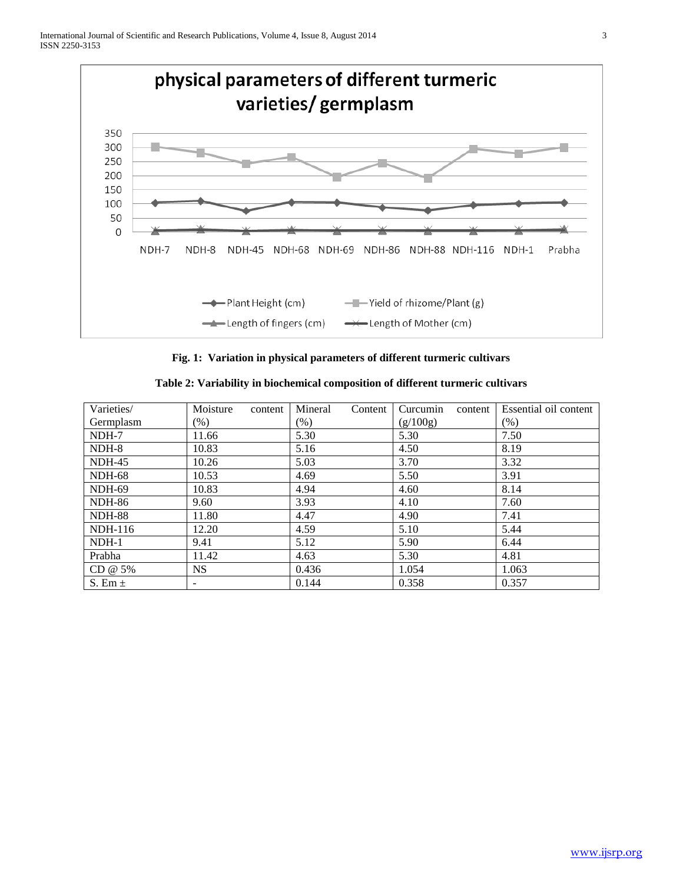**Fig. 1: Variation in physical parameters of different turmeric cultivars**

**Table 2: Variability in biochemical composition of different turmeric cultivars**

| Varieties/ Germplasm | Moisture content (%) | Mineral Content (%) | Curcumin content (g/100g) | Essential oil content (%) |
|---|---|---|---|---|
| NDH-7 | 11.66 | 5.30 | 5.30 | 7.50 |
| NDH-8 | 10.83 | 5.16 | 4.50 | 8.19 |
| NDH-45 | 10.26 | 5.03 | 3.70 | 3.32 |
| NDH-68 | 10.53 | 4.69 | 5.50 | 3.91 |
| NDH-69 | 10.83 | 4.94 | 4.60 | 8.14 |
| NDH-86 | 9.60 | 3.93 | 4.10 | 7.60 |
| NDH-88 | 11.80 | 4.47 | 4.90 | 7.41 |
| NDH-116 | 12.20 | 4.59 | 5.10 | 5.44 |
| NDH-1 | 9.41 | 5.12 | 5.90 | 6.44 |
| Prabha | 11.42 | 4.63 | 5.30 | 4.81 |
| CD @ 5% | NS | 0.436 | 1.054 | 1.063 |
| S. Em ± | - | 0.144 | 0.358 | 0.357 |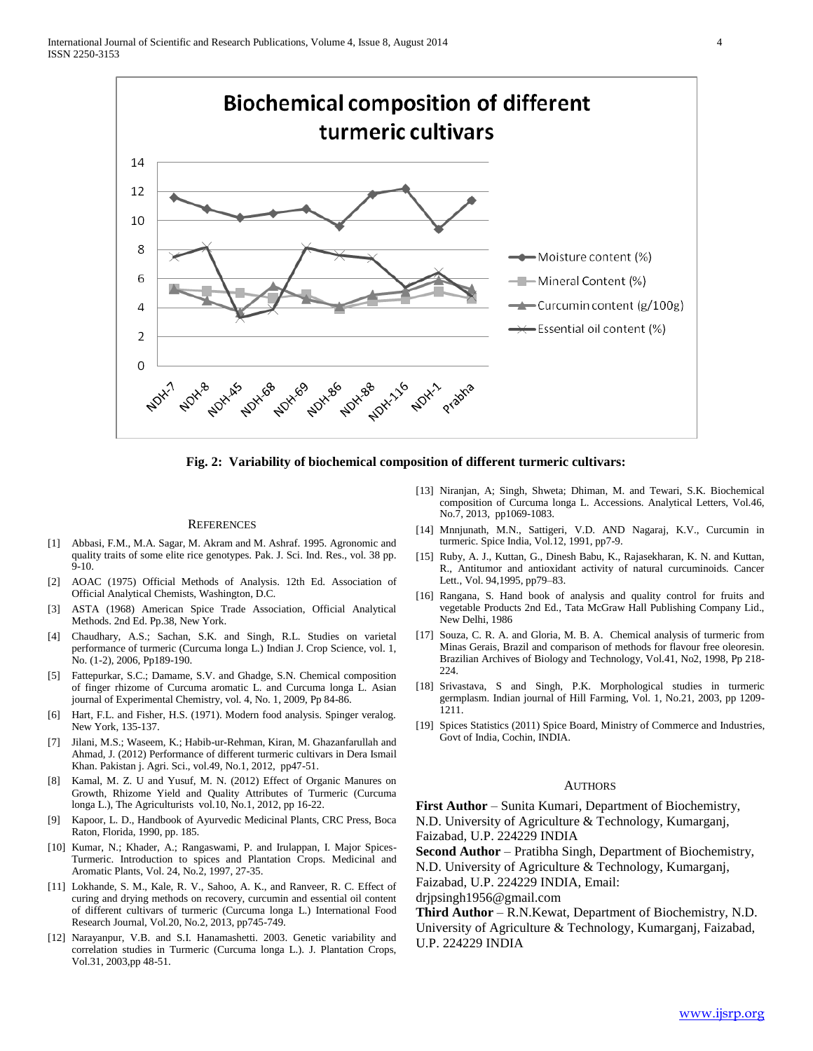Fig. 2: Variability of biochemical composition of different turmeric cultivars:

## REFERENCES

[1] Abbasi, F.M., M.A. Sagar, M. Akram and M. Ashraf. 1995. Agronomic and quality traits of some elite rice genotypes. Pak. J. Sci. Ind. Res., vol. 38 pp. 9-10.

[2] AOAC (1975) Official Methods of Analysis. 12th Ed. Association of Official Analytical Chemists, Washington, D.C.

[3] ASTA (1968) American Spice Trade Association, Official Analytical Methods. 2nd Ed. Pp.38, New York.

[4] Chaudhary, A.S.; Sachan, S.K. and Singh, R.L. Studies on varietal performance of turmeric (Curcuma longa L.) Indian J. Crop Science, vol. 1, No. (1-2), 2006, Pp189-190.

[5] Fattepurkar, S.C.; Damame, S.V. and Ghadge, S.N. Chemical composition of finger rhizome of Curcuma aromatic L. and Curcuma longa L. Asian journal of Experimental Chemistry, vol. 4, No. 1, 2009, Pp 84-86.

[6] Hart, F.L. and Fisher, H.S. (1971). Modern food analysis. Spinger veralog. New York, 135-137.

[7] Jilani, M.S.; Waseem, K.; Habib-ur-Rehman, Kiran, M. Ghazanfarullah and Ahmad, J. (2012) Performance of different turmeric cultivars in Dera Ismail Khan. Pakistan j. Agri. Sci., vol.49, No.1, 2012, pp47-51.

[8] Kamal, M. Z. U and Yusuf, M. N. (2012) Effect of Organic Manures on Growth, Rhizome Yield and Quality Attributes of Turmeric (Curcuma longa L.), The Agriculturists vol.10, No.1, 2012, pp 16-22.

[9] Kapoor, L. D., Handbook of Ayurvedic Medicinal Plants, CRC Press, Boca Raton, Florida, 1990, pp. 185.

[10] Kumar, N.; Khader, A.; Rangaswami, P. and Irulappan, I. Major Spices-Turmeric. Introduction to spices and Plantation Crops. Medicinal and Aromatic Plants, Vol. 24, No.2, 1997, 27-35.

[11] Lokhande, S. M., Kale, R. V., Sahoo, A. K., and Ranveer, R. C. Effect of curing and drying methods on recovery, curcumin and essential oil content of different cultivars of turmeric (Curcuma longa L.) International Food Research Journal, Vol.20, No.2, 2013, pp745-749.

[12] Narayanpur, V.B. and S.I. Hanamashetti. 2003. Genetic variability and correlation studies in Turmeric (Curcuma longa L.). J. Plantation Crops, Vol.31, 2003,pp 48-51.

[13] Niranjan, A; Singh, Shweta; Dhiman, M. and Tewari, S.K. Biochemical composition of Curcuma longa L. Accessions. Analytical Letters, Vol.46, No.7, 2013, pp1069-1083.

[14] Mnnjunath, M.N., Sattigeri, V.D. AND Nagaraj, K.V., Curcumin in turmeric. Spice India, Vol.12, 1991, pp7-9.

[15] Ruby, A. J., Kuttan, G., Dinesh Babu, K., Rajasekharan, K. N. and Kuttan, R., Antitumor and antioxidant activity of natural curcuminoids. Cancer Lett., Vol. 94,1995, pp79–83.

[16] Rangana, S. Hand book of analysis and quality control for fruits and vegetable Products 2nd Ed., Tata McGraw Hall Publishing Company Lid., New Delhi, 1986

[17] Souza, C. R. A. and Gloria, M. B. A. Chemical analysis of turmeric from Minas Gerais, Brazil and comparison of methods for flavour free oleoresin. Brazilian Archives of Biology and Technology, Vol.41, No2, 1998, Pp 218-224.

[18] Srivastava, S and Singh, P.K. Morphological studies in turmeric germplasm. Indian journal of Hill Farming, Vol. 1, No.21, 2003, pp 1209-1211.

[19] Spices Statistics (2011) Spice Board, Ministry of Commerce and Industries, Govt of India, Cochin, INDIA.

## AUTHORS

**First Author** – Sunita Kumari, Department of Biochemistry, N.D. University of Agriculture & Technology, Kumarganj, Faizabad, U.P. 224229 INDIA

**Second Author** – Pratibha Singh, Department of Biochemistry, N.D. University of Agriculture & Technology, Kumarganj, Faizabad, U.P. 224229 INDIA, Email: drjpsingh1956@gmail.com

**Third Author** – R.N.Kewat, Department of Biochemistry, N.D. University of Agriculture & Technology, Kumarganj, Faizabad, U.P. 224229 INDIA